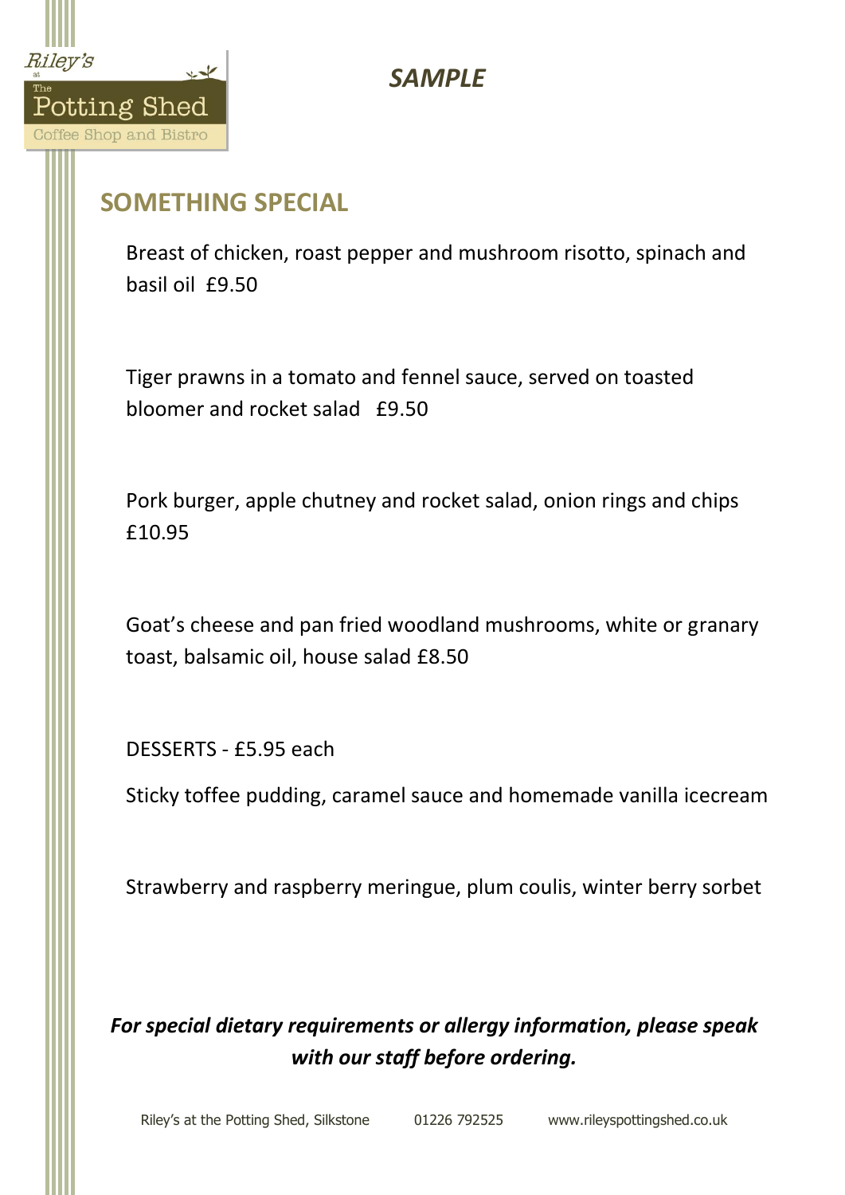Riley's at The Potting Shed
Coffee Shop and Bistro

*SAMPLE*

## SOMETHING SPECIAL

Breast of chicken, roast pepper and mushroom risotto, spinach and basil oil £9.50

Tiger prawns in a tomato and fennel sauce, served on toasted bloomer and rocket salad £9.50

Pork burger, apple chutney and rocket salad, onion rings and chips £10.95

Goat's cheese and pan fried woodland mushrooms, white or granary toast, balsamic oil, house salad £8.50

DESSERTS - £5.95 each

Sticky toffee pudding, caramel sauce and homemade vanilla icecream

Strawberry and raspberry meringue, plum coulis, winter berry sorbet

***For special dietary requirements or allergy information, please speak with our staff before ordering.***

Riley's at the Potting Shed, Silkstone 01226 792525 www.rileyspottingshed.co.uk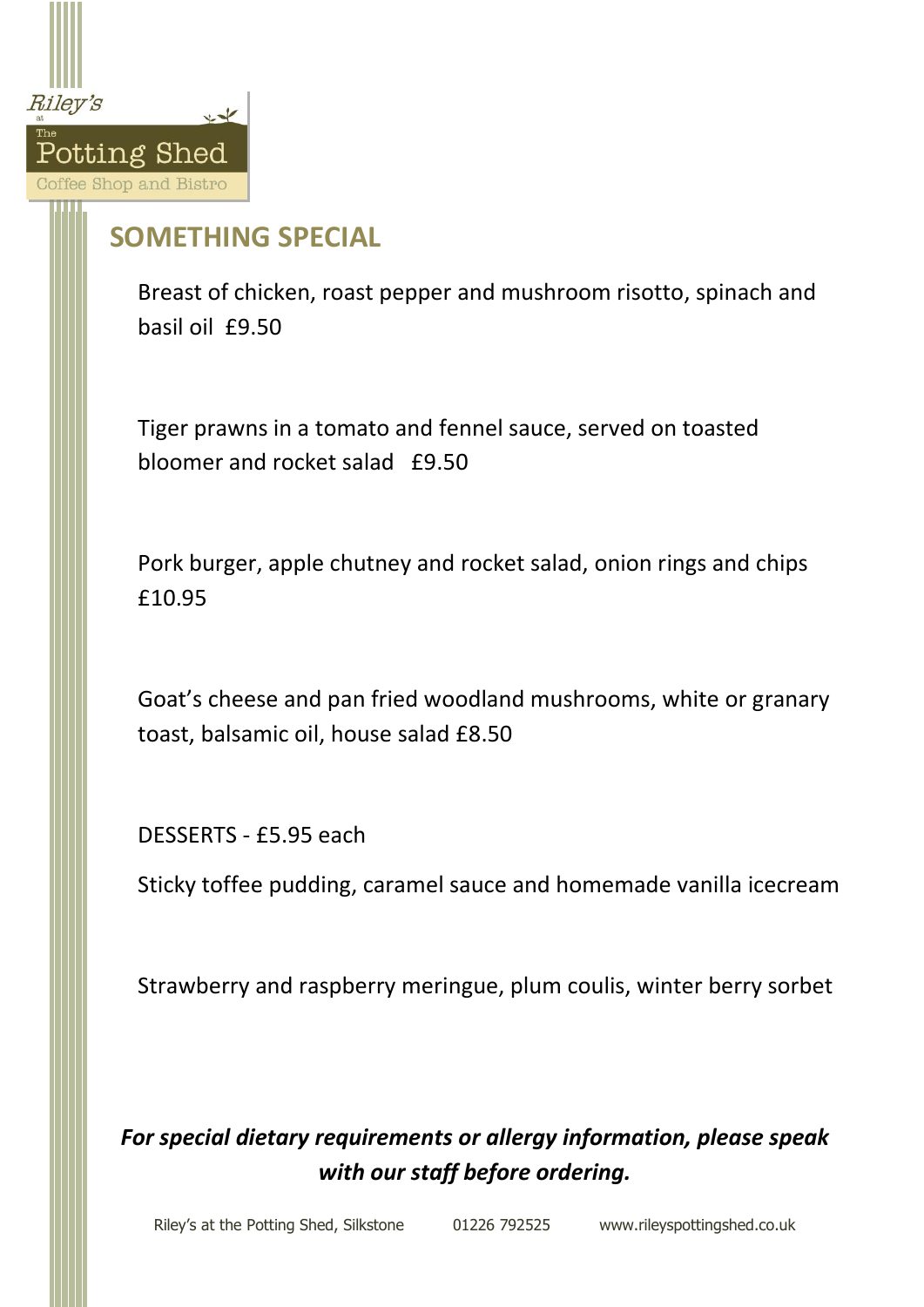Riley's at The Potting Shed

Coffee Shop and Bistro

## SOMETHING SPECIAL

Breast of chicken, roast pepper and mushroom risotto, spinach and basil oil £9.50

Tiger prawns in a tomato and fennel sauce, served on toasted bloomer and rocket salad £9.50

Pork burger, apple chutney and rocket salad, onion rings and chips £10.95

Goat's cheese and pan fried woodland mushrooms, white or granary toast, balsamic oil, house salad £8.50

DESSERTS - £5.95 each

Sticky toffee pudding, caramel sauce and homemade vanilla icecream

Strawberry and raspberry meringue, plum coulis, winter berry sorbet

***For special dietary requirements or allergy information, please speak with our staff before ordering.***

Riley's at the Potting Shed, Silkstone 01226 792525 www.rileyspottingshed.co.uk